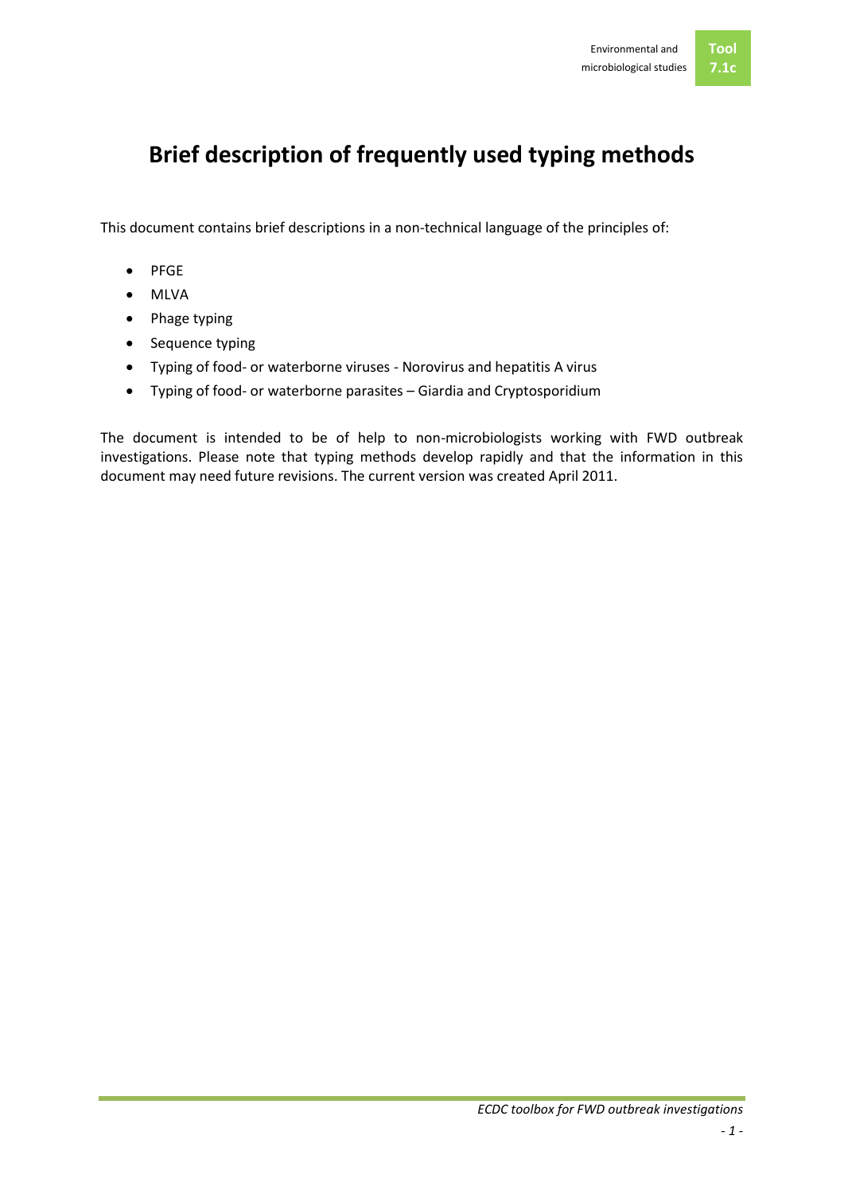# Brief description of frequently used typing methods

This document contains brief descriptions in a non-technical language of the principles of:

- PFGE
- MLVA
- Phage typing
- Sequence typing
- Typing of food- or waterborne viruses - Norovirus and hepatitis A virus
- Typing of food- or waterborne parasites – Giardia and Cryptosporidium

The document is intended to be of help to non-microbiologists working with FWD outbreak investigations. Please note that typing methods develop rapidly and that the information in this document may need future revisions. The current version was created April 2011.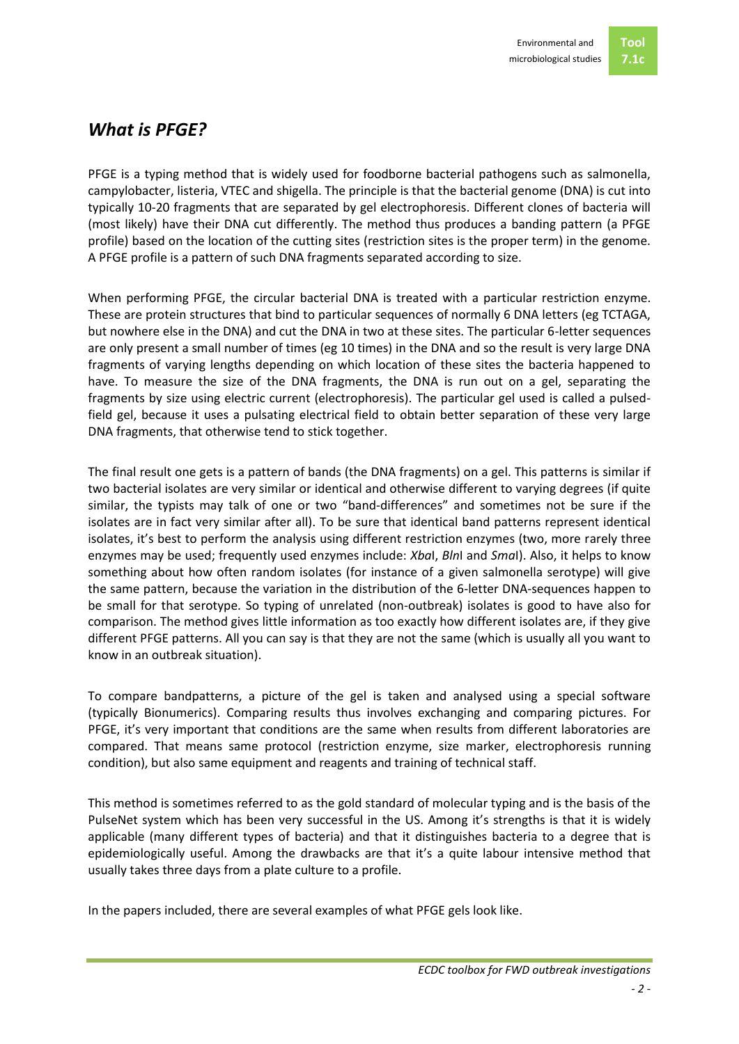## *What is PFGE?*

PFGE is a typing method that is widely used for foodborne bacterial pathogens such as salmonella, campylobacter, listeria, VTEC and shigella. The principle is that the bacterial genome (DNA) is cut into typically 10-20 fragments that are separated by gel electrophoresis. Different clones of bacteria will (most likely) have their DNA cut differently. The method thus produces a banding pattern (a PFGE profile) based on the location of the cutting sites (restriction sites is the proper term) in the genome. A PFGE profile is a pattern of such DNA fragments separated according to size.

When performing PFGE, the circular bacterial DNA is treated with a particular restriction enzyme. These are protein structures that bind to particular sequences of normally 6 DNA letters (eg TCTAGA, but nowhere else in the DNA) and cut the DNA in two at these sites. The particular 6-letter sequences are only present a small number of times (eg 10 times) in the DNA and so the result is very large DNA fragments of varying lengths depending on which location of these sites the bacteria happened to have. To measure the size of the DNA fragments, the DNA is run out on a gel, separating the fragments by size using electric current (electrophoresis). The particular gel used is called a pulsed-field gel, because it uses a pulsating electrical field to obtain better separation of these very large DNA fragments, that otherwise tend to stick together.

The final result one gets is a pattern of bands (the DNA fragments) on a gel. This patterns is similar if two bacterial isolates are very similar or identical and otherwise different to varying degrees (if quite similar, the typists may talk of one or two "band-differences" and sometimes not be sure if the isolates are in fact very similar after all). To be sure that identical band patterns represent identical isolates, it's best to perform the analysis using different restriction enzymes (two, more rarely three enzymes may be used; frequently used enzymes include: *Xba*I, *Bln*I and *Sma*I). Also, it helps to know something about how often random isolates (for instance of a given salmonella serotype) will give the same pattern, because the variation in the distribution of the 6-letter DNA-sequences happen to be small for that serotype. So typing of unrelated (non-outbreak) isolates is good to have also for comparison. The method gives little information as too exactly how different isolates are, if they give different PFGE patterns. All you can say is that they are not the same (which is usually all you want to know in an outbreak situation).

To compare bandpatterns, a picture of the gel is taken and analysed using a special software (typically Bionumerics). Comparing results thus involves exchanging and comparing pictures. For PFGE, it's very important that conditions are the same when results from different laboratories are compared. That means same protocol (restriction enzyme, size marker, electrophoresis running condition), but also same equipment and reagents and training of technical staff.

This method is sometimes referred to as the gold standard of molecular typing and is the basis of the PulseNet system which has been very successful in the US. Among it's strengths is that it is widely applicable (many different types of bacteria) and that it distinguishes bacteria to a degree that is epidemiologically useful. Among the drawbacks are that it's a quite labour intensive method that usually takes three days from a plate culture to a profile.

In the papers included, there are several examples of what PFGE gels look like.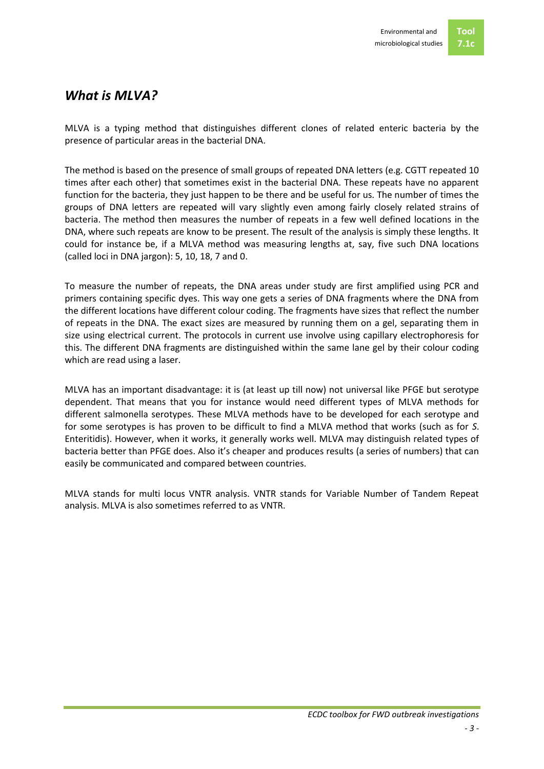# *What is MLVA?*

MLVA is a typing method that distinguishes different clones of related enteric bacteria by the presence of particular areas in the bacterial DNA.

The method is based on the presence of small groups of repeated DNA letters (e.g. CGTT repeated 10 times after each other) that sometimes exist in the bacterial DNA. These repeats have no apparent function for the bacteria, they just happen to be there and be useful for us. The number of times the groups of DNA letters are repeated will vary slightly even among fairly closely related strains of bacteria. The method then measures the number of repeats in a few well defined locations in the DNA, where such repeats are know to be present. The result of the analysis is simply these lengths. It could for instance be, if a MLVA method was measuring lengths at, say, five such DNA locations (called loci in DNA jargon): 5, 10, 18, 7 and 0.

To measure the number of repeats, the DNA areas under study are first amplified using PCR and primers containing specific dyes. This way one gets a series of DNA fragments where the DNA from the different locations have different colour coding. The fragments have sizes that reflect the number of repeats in the DNA. The exact sizes are measured by running them on a gel, separating them in size using electrical current. The protocols in current use involve using capillary electrophoresis for this. The different DNA fragments are distinguished within the same lane gel by their colour coding which are read using a laser.

MLVA has an important disadvantage: it is (at least up till now) not universal like PFGE but serotype dependent. That means that you for instance would need different types of MLVA methods for different salmonella serotypes. These MLVA methods have to be developed for each serotype and for some serotypes is has proven to be difficult to find a MLVA method that works (such as for *S*. Enteritidis). However, when it works, it generally works well. MLVA may distinguish related types of bacteria better than PFGE does. Also it's cheaper and produces results (a series of numbers) that can easily be communicated and compared between countries.

MLVA stands for multi locus VNTR analysis. VNTR stands for Variable Number of Tandem Repeat analysis. MLVA is also sometimes referred to as VNTR.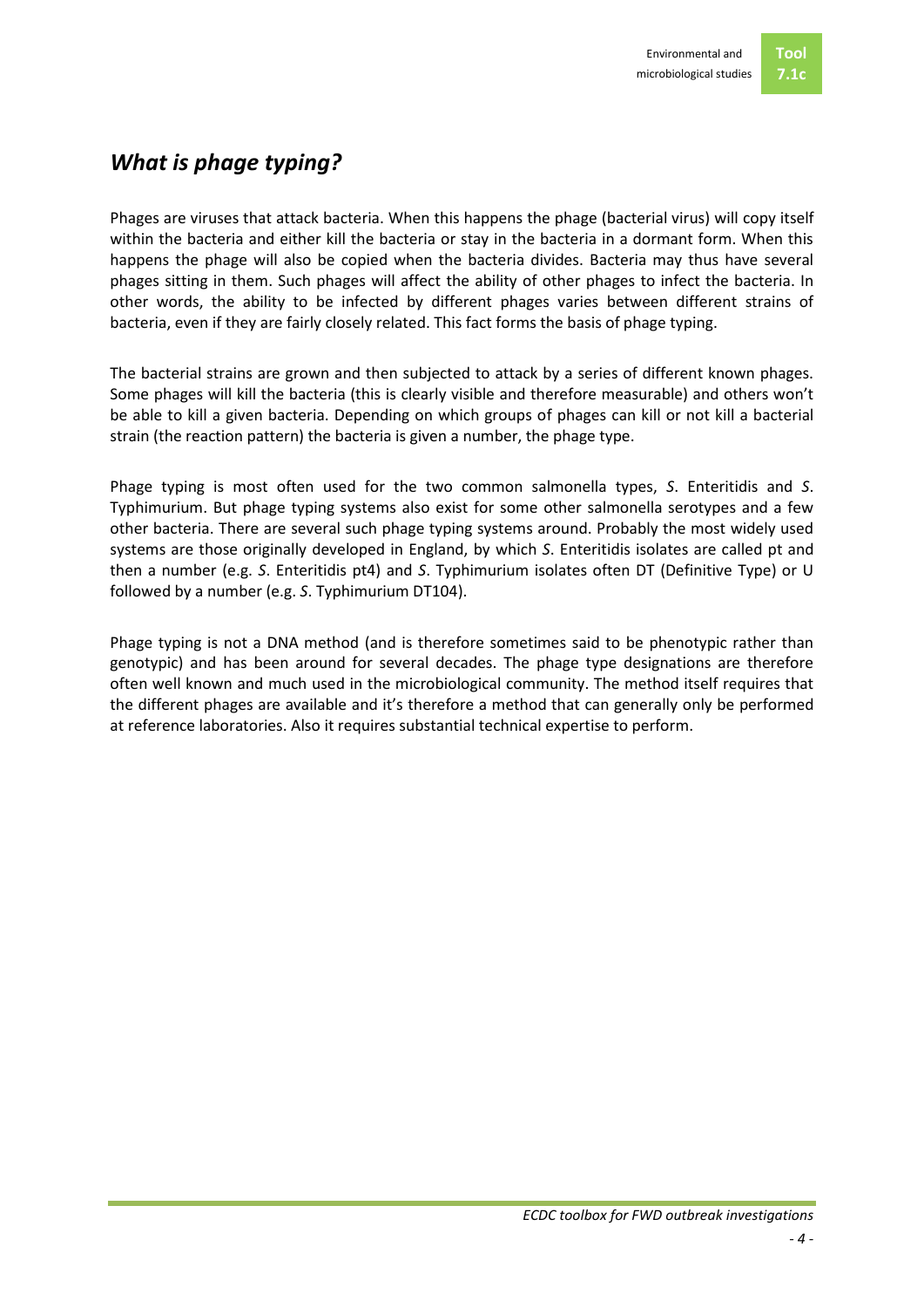# *What is phage typing?*

Phages are viruses that attack bacteria. When this happens the phage (bacterial virus) will copy itself within the bacteria and either kill the bacteria or stay in the bacteria in a dormant form. When this happens the phage will also be copied when the bacteria divides. Bacteria may thus have several phages sitting in them. Such phages will affect the ability of other phages to infect the bacteria. In other words, the ability to be infected by different phages varies between different strains of bacteria, even if they are fairly closely related. This fact forms the basis of phage typing.

The bacterial strains are grown and then subjected to attack by a series of different known phages. Some phages will kill the bacteria (this is clearly visible and therefore measurable) and others won't be able to kill a given bacteria. Depending on which groups of phages can kill or not kill a bacterial strain (the reaction pattern) the bacteria is given a number, the phage type.

Phage typing is most often used for the two common salmonella types, *S*. Enteritidis and *S*. Typhimurium. But phage typing systems also exist for some other salmonella serotypes and a few other bacteria. There are several such phage typing systems around. Probably the most widely used systems are those originally developed in England, by which *S*. Enteritidis isolates are called pt and then a number (e.g. *S*. Enteritidis pt4) and *S*. Typhimurium isolates often DT (Definitive Type) or U followed by a number (e.g. *S*. Typhimurium DT104).

Phage typing is not a DNA method (and is therefore sometimes said to be phenotypic rather than genotypic) and has been around for several decades. The phage type designations are therefore often well known and much used in the microbiological community. The method itself requires that the different phages are available and it's therefore a method that can generally only be performed at reference laboratories. Also it requires substantial technical expertise to perform.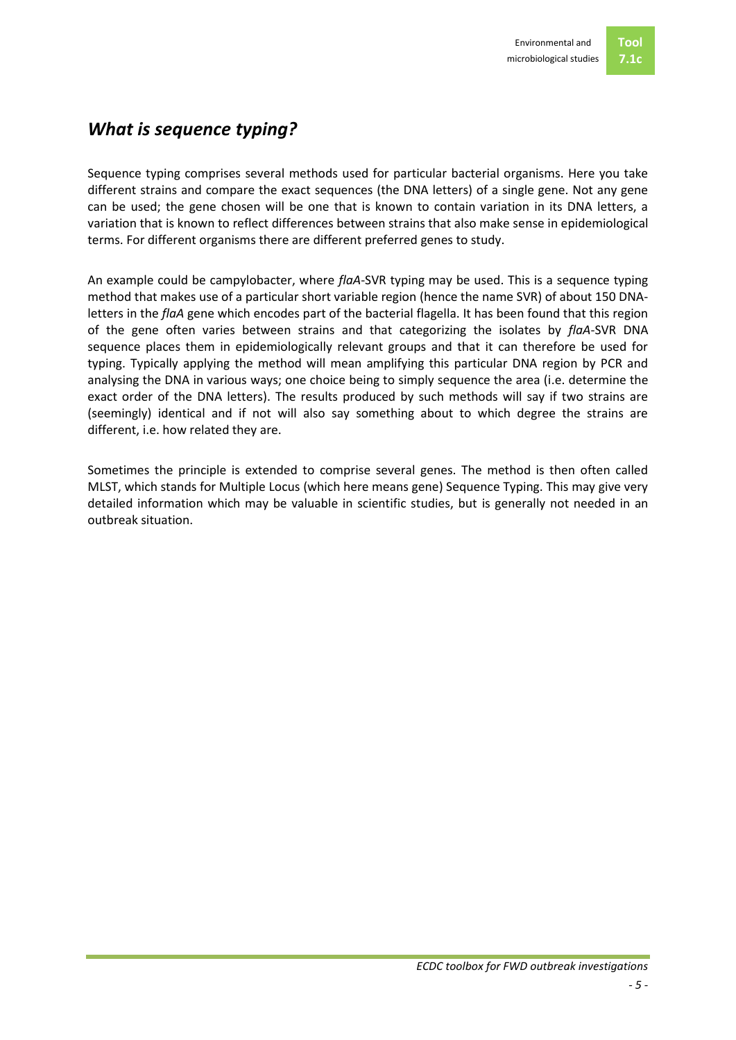## *What is sequence typing?*

Sequence typing comprises several methods used for particular bacterial organisms. Here you take different strains and compare the exact sequences (the DNA letters) of a single gene. Not any gene can be used; the gene chosen will be one that is known to contain variation in its DNA letters, a variation that is known to reflect differences between strains that also make sense in epidemiological terms. For different organisms there are different preferred genes to study.

An example could be campylobacter, where *flaA*-SVR typing may be used. This is a sequence typing method that makes use of a particular short variable region (hence the name SVR) of about 150 DNA-letters in the *flaA* gene which encodes part of the bacterial flagella. It has been found that this region of the gene often varies between strains and that categorizing the isolates by *flaA*-SVR DNA sequence places them in epidemiologically relevant groups and that it can therefore be used for typing. Typically applying the method will mean amplifying this particular DNA region by PCR and analysing the DNA in various ways; one choice being to simply sequence the area (i.e. determine the exact order of the DNA letters). The results produced by such methods will say if two strains are (seemingly) identical and if not will also say something about to which degree the strains are different, i.e. how related they are.

Sometimes the principle is extended to comprise several genes. The method is then often called MLST, which stands for Multiple Locus (which here means gene) Sequence Typing. This may give very detailed information which may be valuable in scientific studies, but is generally not needed in an outbreak situation.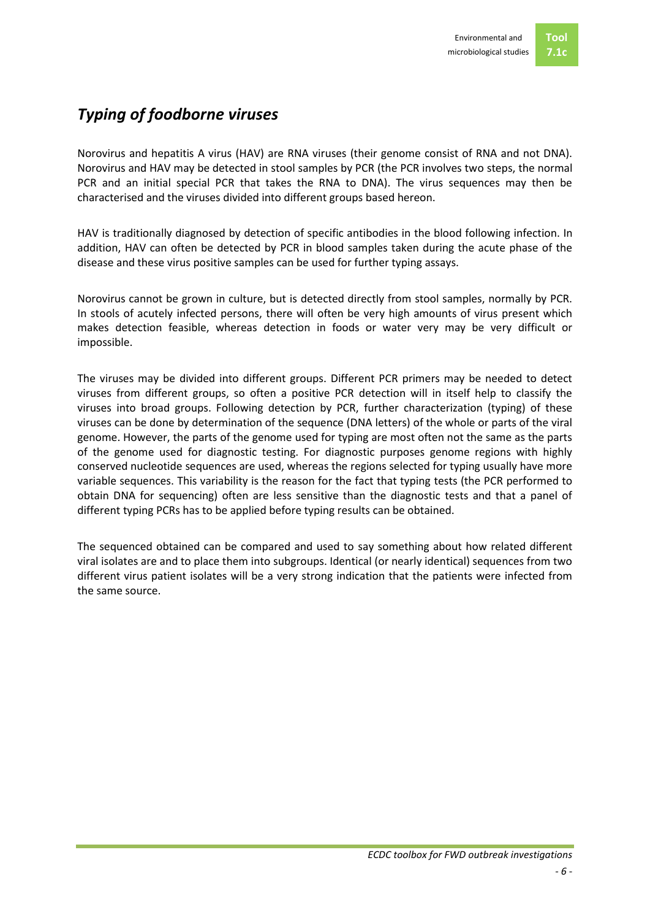# *Typing of foodborne viruses*

Norovirus and hepatitis A virus (HAV) are RNA viruses (their genome consist of RNA and not DNA). Norovirus and HAV may be detected in stool samples by PCR (the PCR involves two steps, the normal PCR and an initial special PCR that takes the RNA to DNA). The virus sequences may then be characterised and the viruses divided into different groups based hereon.

HAV is traditionally diagnosed by detection of specific antibodies in the blood following infection. In addition, HAV can often be detected by PCR in blood samples taken during the acute phase of the disease and these virus positive samples can be used for further typing assays.

Norovirus cannot be grown in culture, but is detected directly from stool samples, normally by PCR. In stools of acutely infected persons, there will often be very high amounts of virus present which makes detection feasible, whereas detection in foods or water very may be very difficult or impossible.

The viruses may be divided into different groups. Different PCR primers may be needed to detect viruses from different groups, so often a positive PCR detection will in itself help to classify the viruses into broad groups. Following detection by PCR, further characterization (typing) of these viruses can be done by determination of the sequence (DNA letters) of the whole or parts of the viral genome. However, the parts of the genome used for typing are most often not the same as the parts of the genome used for diagnostic testing. For diagnostic purposes genome regions with highly conserved nucleotide sequences are used, whereas the regions selected for typing usually have more variable sequences. This variability is the reason for the fact that typing tests (the PCR performed to obtain DNA for sequencing) often are less sensitive than the diagnostic tests and that a panel of different typing PCRs has to be applied before typing results can be obtained.

The sequenced obtained can be compared and used to say something about how related different viral isolates are and to place them into subgroups. Identical (or nearly identical) sequences from two different virus patient isolates will be a very strong indication that the patients were infected from the same source.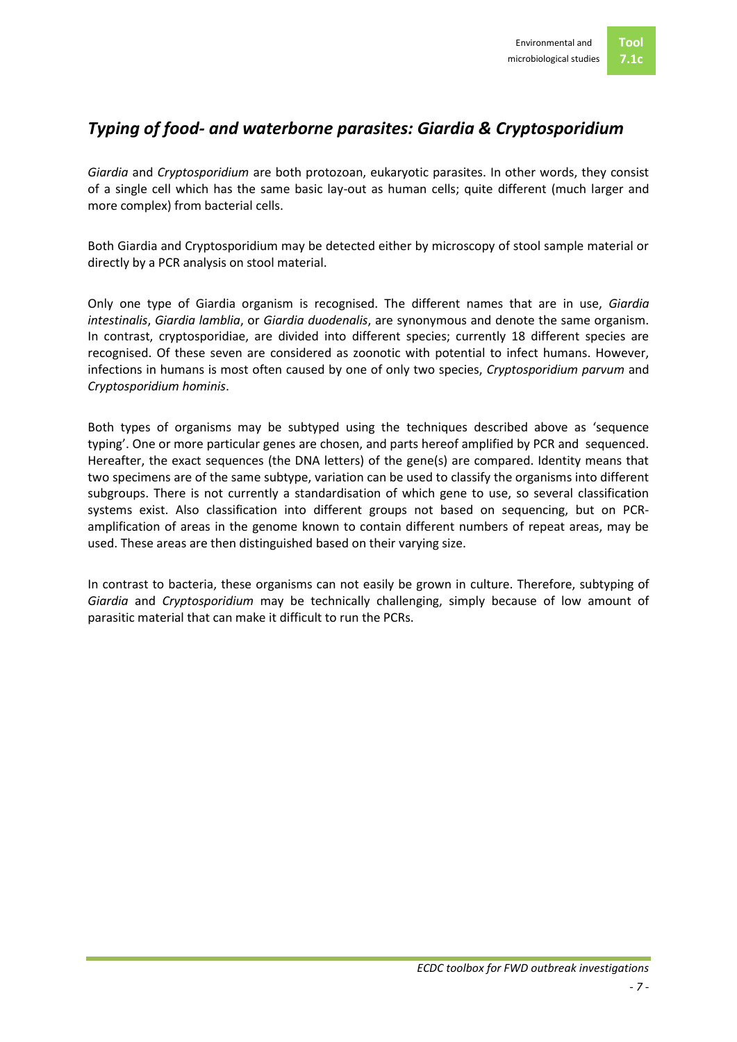# *Typing of food- and waterborne parasites: Giardia & Cryptosporidium*

*Giardia* and *Cryptosporidium* are both protozoan, eukaryotic parasites. In other words, they consist of a single cell which has the same basic lay-out as human cells; quite different (much larger and more complex) from bacterial cells.

Both Giardia and Cryptosporidium may be detected either by microscopy of stool sample material or directly by a PCR analysis on stool material.

Only one type of Giardia organism is recognised. The different names that are in use, *Giardia intestinalis*, *Giardia lamblia*, or *Giardia duodenalis*, are synonymous and denote the same organism. In contrast, cryptosporidiae, are divided into different species; currently 18 different species are recognised. Of these seven are considered as zoonotic with potential to infect humans. However, infections in humans is most often caused by one of only two species, *Cryptosporidium parvum* and *Cryptosporidium hominis*.

Both types of organisms may be subtyped using the techniques described above as 'sequence typing'. One or more particular genes are chosen, and parts hereof amplified by PCR and sequenced. Hereafter, the exact sequences (the DNA letters) of the gene(s) are compared. Identity means that two specimens are of the same subtype, variation can be used to classify the organisms into different subgroups. There is not currently a standardisation of which gene to use, so several classification systems exist. Also classification into different groups not based on sequencing, but on PCR-amplification of areas in the genome known to contain different numbers of repeat areas, may be used. These areas are then distinguished based on their varying size.

In contrast to bacteria, these organisms can not easily be grown in culture. Therefore, subtyping of *Giardia* and *Cryptosporidium* may be technically challenging, simply because of low amount of parasitic material that can make it difficult to run the PCRs.